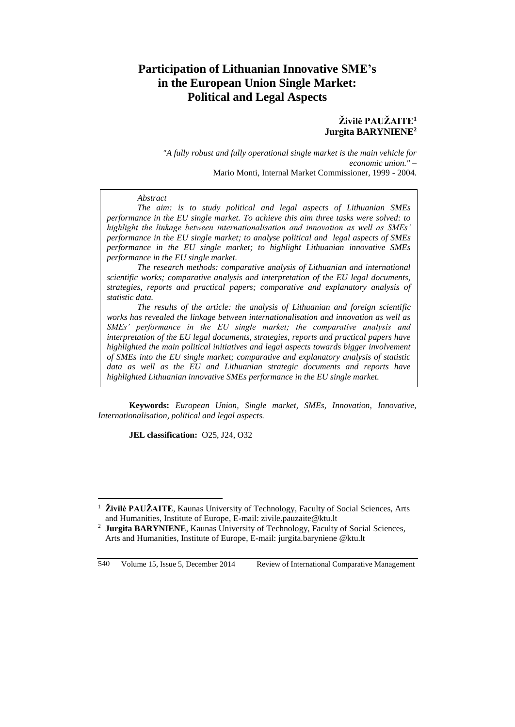# Participation of Lithuanian Innovative SME's in the European Union Single Market: Political and Legal Aspects

**Živilė PAUŽAITE**[1]
**Jurgita BARYNIENE**[2]

*"A fully robust and fully operational single market is the main vehicle for economic union." –*
Mario Monti, Internal Market Commissioner, 1999 - 2004.

> *Abstract*
>
> *The aim: is to study political and legal aspects of Lithuanian SMEs performance in the EU single market. To achieve this aim three tasks were solved: to highlight the linkage between internationalisation and innovation as well as SMEs' performance in the EU single market; to analyse political and legal aspects of SMEs performance in the EU single market; to highlight Lithuanian innovative SMEs performance in the EU single market.*
>
> *The research methods: comparative analysis of Lithuanian and international scientific works; comparative analysis and interpretation of the EU legal documents, strategies, reports and practical papers; comparative and explanatory analysis of statistic data.*
>
> *The results of the article: the analysis of Lithuanian and foreign scientific works has revealed the linkage between internationalisation and innovation as well as SMEs' performance in the EU single market; the comparative analysis and interpretation of the EU legal documents, strategies, reports and practical papers have highlighted the main political initiatives and legal aspects towards bigger involvement of SMEs into the EU single market; comparative and explanatory analysis of statistic data as well as the EU and Lithuanian strategic documents and reports have highlighted Lithuanian innovative SMEs performance in the EU single market.*

**Keywords:** *European Union, Single market, SMEs, Innovation, Innovative, Internationalisation, political and legal aspects.*

**JEL classification:** O25, J24, O32

---

[1] **Živilė PAUŽAITE**, Kaunas University of Technology, Faculty of Social Sciences, Arts and Humanities, Institute of Europe, E-mail: zivile.pauzaite@ktu.lt

[2] **Jurgita BARYNIENE**, Kaunas University of Technology, Faculty of Social Sciences, Arts and Humanities, Institute of Europe, E-mail: jurgita.baryniene @ktu.lt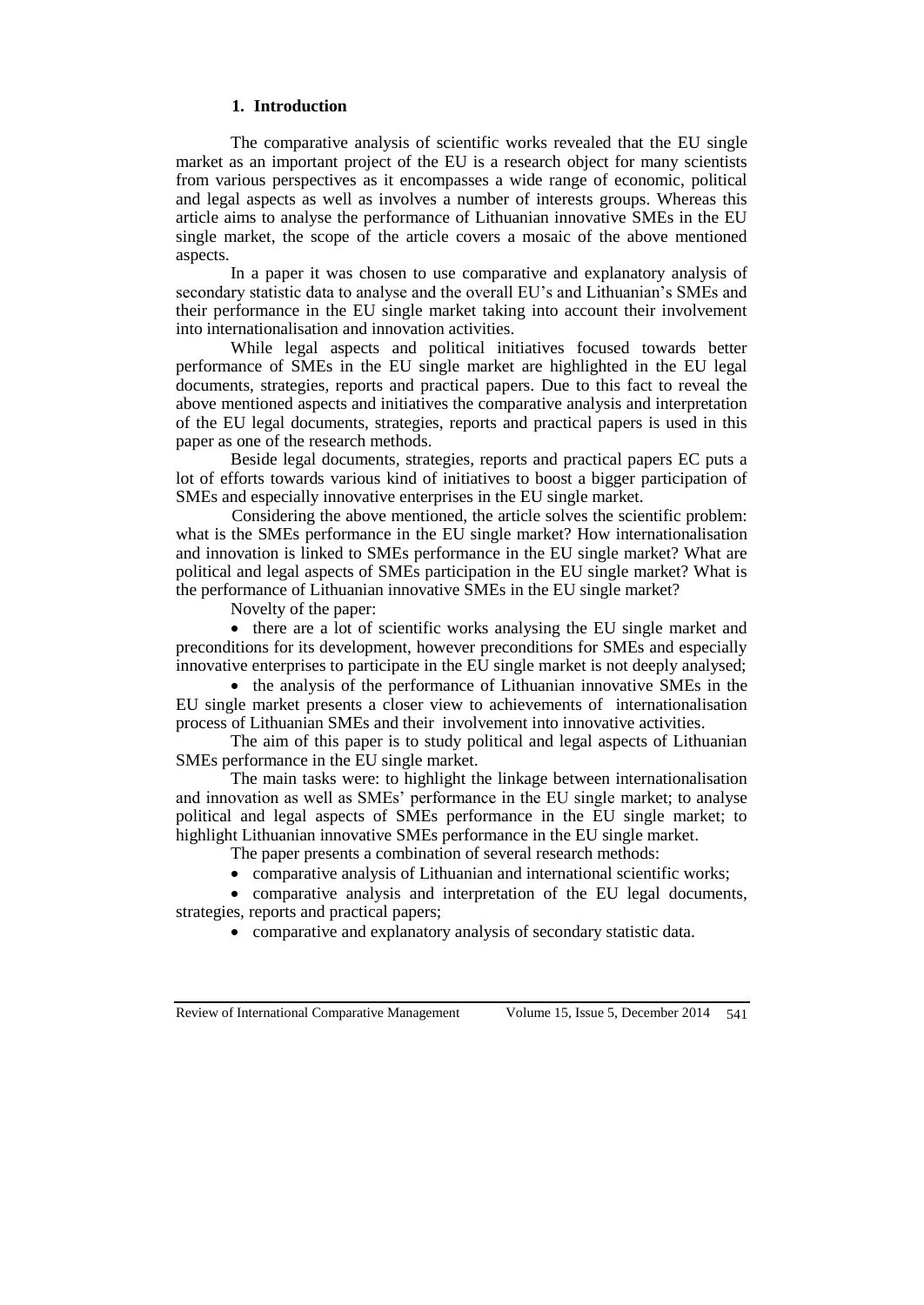## 1. Introduction

The comparative analysis of scientific works revealed that the EU single market as an important project of the EU is a research object for many scientists from various perspectives as it encompasses a wide range of economic, political and legal aspects as well as involves a number of interests groups. Whereas this article aims to analyse the performance of Lithuanian innovative SMEs in the EU single market, the scope of the article covers a mosaic of the above mentioned aspects.

In a paper it was chosen to use comparative and explanatory analysis of secondary statistic data to analyse and the overall EU's and Lithuanian's SMEs and their performance in the EU single market taking into account their involvement into internationalisation and innovation activities.

While legal aspects and political initiatives focused towards better performance of SMEs in the EU single market are highlighted in the EU legal documents, strategies, reports and practical papers. Due to this fact to reveal the above mentioned aspects and initiatives the comparative analysis and interpretation of the EU legal documents, strategies, reports and practical papers is used in this paper as one of the research methods.

Beside legal documents, strategies, reports and practical papers EC puts a lot of efforts towards various kind of initiatives to boost a bigger participation of SMEs and especially innovative enterprises in the EU single market.

Considering the above mentioned, the article solves the scientific problem: what is the SMEs performance in the EU single market? How internationalisation and innovation is linked to SMEs performance in the EU single market? What are political and legal aspects of SMEs participation in the EU single market? What is the performance of Lithuanian innovative SMEs in the EU single market?

Novelty of the paper:

- there are a lot of scientific works analysing the EU single market and preconditions for its development, however preconditions for SMEs and especially innovative enterprises to participate in the EU single market is not deeply analysed;
- the analysis of the performance of Lithuanian innovative SMEs in the EU single market presents a closer view to achievements of internationalisation process of Lithuanian SMEs and their involvement into innovative activities.

The aim of this paper is to study political and legal aspects of Lithuanian SMEs performance in the EU single market.

The main tasks were: to highlight the linkage between internationalisation and innovation as well as SMEs' performance in the EU single market; to analyse political and legal aspects of SMEs performance in the EU single market; to highlight Lithuanian innovative SMEs performance in the EU single market.

The paper presents a combination of several research methods:

- comparative analysis of Lithuanian and international scientific works;
- comparative analysis and interpretation of the EU legal documents, strategies, reports and practical papers;
- comparative and explanatory analysis of secondary statistic data.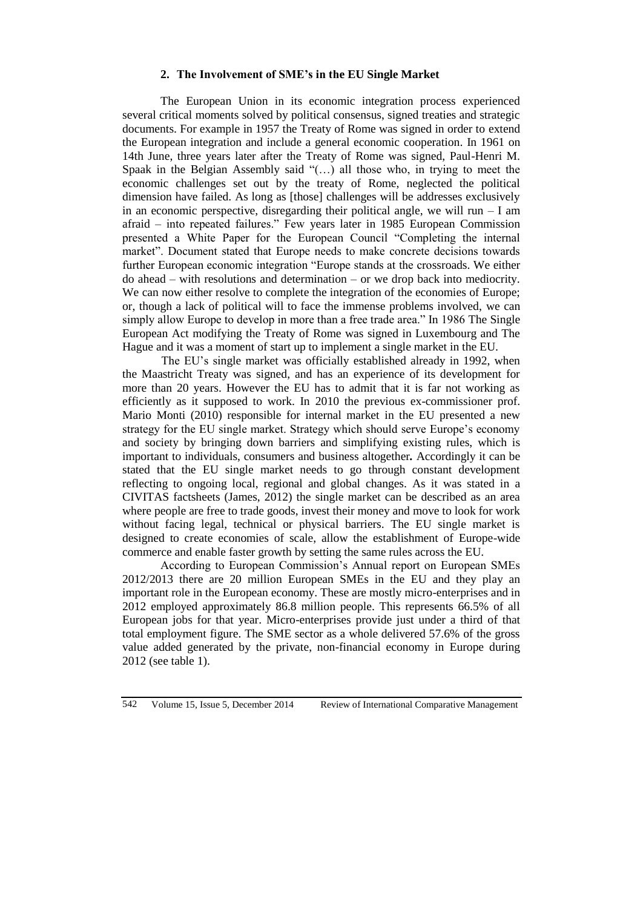## 2. The Involvement of SME's in the EU Single Market

The European Union in its economic integration process experienced several critical moments solved by political consensus, signed treaties and strategic documents. For example in 1957 the Treaty of Rome was signed in order to extend the European integration and include a general economic cooperation. In 1961 on 14th June, three years later after the Treaty of Rome was signed, Paul-Henri M. Spaak in the Belgian Assembly said "(…) all those who, in trying to meet the economic challenges set out by the treaty of Rome, neglected the political dimension have failed. As long as [those] challenges will be addresses exclusively in an economic perspective, disregarding their political angle, we will run – I am afraid – into repeated failures." Few years later in 1985 European Commission presented a White Paper for the European Council "Completing the internal market". Document stated that Europe needs to make concrete decisions towards further European economic integration "Europe stands at the crossroads. We either do ahead – with resolutions and determination – or we drop back into mediocrity. We can now either resolve to complete the integration of the economies of Europe; or, though a lack of political will to face the immense problems involved, we can simply allow Europe to develop in more than a free trade area." In 1986 The Single European Act modifying the Treaty of Rome was signed in Luxembourg and The Hague and it was a moment of start up to implement a single market in the EU.

The EU's single market was officially established already in 1992, when the Maastricht Treaty was signed, and has an experience of its development for more than 20 years. However the EU has to admit that it is far not working as efficiently as it supposed to work. In 2010 the previous ex-commissioner prof. Mario Monti (2010) responsible for internal market in the EU presented a new strategy for the EU single market. Strategy which should serve Europe's economy and society by bringing down barriers and simplifying existing rules, which is important to individuals, consumers and business altogether**.** Accordingly it can be stated that the EU single market needs to go through constant development reflecting to ongoing local, regional and global changes. As it was stated in a CIVITAS factsheets (James, 2012) the single market can be described as an area where people are free to trade goods, invest their money and move to look for work without facing legal, technical or physical barriers. The EU single market is designed to create economies of scale, allow the establishment of Europe-wide commerce and enable faster growth by setting the same rules across the EU.

According to European Commission's Annual report on European SMEs 2012/2013 there are 20 million European SMEs in the EU and they play an important role in the European economy. These are mostly micro-enterprises and in 2012 employed approximately 86.8 million people. This represents 66.5% of all European jobs for that year. Micro-enterprises provide just under a third of that total employment figure. The SME sector as a whole delivered 57.6% of the gross value added generated by the private, non-financial economy in Europe during 2012 (see table 1).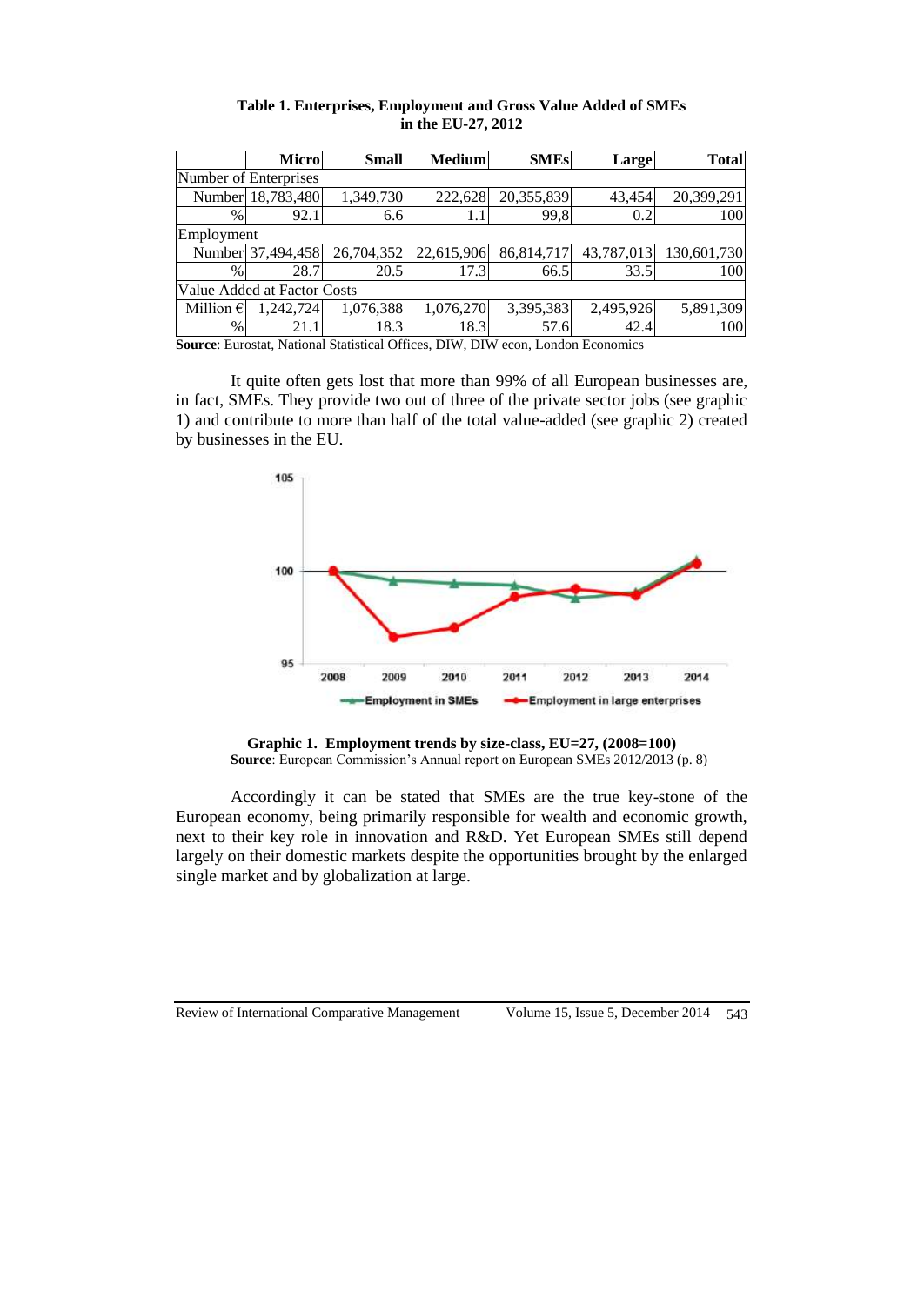**Table 1. Enterprises, Employment and Gross Value Added of SMEs in the EU-27, 2012**

| | Micro | Small | Medium | SMEs | Large | Total |
|---|---|---|---|---|---|---|
| Number of Enterprises | | | | | | |
| Number | 18,783,480 | 1,349,730 | 222,628 | 20,355,839 | 43,454 | 20,399,291 |
| % | 92.1 | 6.6 | 1.1 | 99,8 | 0.2 | 100 |
| Employment | | | | | | |
| Number | 37,494,458 | 26,704,352 | 22,615,906 | 86,814,717 | 43,787,013 | 130,601,730 |
| % | 28.7 | 20.5 | 17.3 | 66.5 | 33.5 | 100 |
| Value Added at Factor Costs | | | | | | |
| Million € | 1,242,724 | 1,076,388 | 1,076,270 | 3,395,383 | 2,495,926 | 5,891,309 |
| % | 21.1 | 18.3 | 18.3 | 57.6 | 42.4 | 100 |

**Source**: Eurostat, National Statistical Offices, DIW, DIW econ, London Economics

It quite often gets lost that more than 99% of all European businesses are, in fact, SMEs. They provide two out of three of the private sector jobs (see graphic 1) and contribute to more than half of the total value-added (see graphic 2) created by businesses in the EU.

**Graphic 1. Employment trends by size-class, EU=27, (2008=100)**
**Source**: European Commission's Annual report on European SMEs 2012/2013 (p. 8)

Accordingly it can be stated that SMEs are the true key-stone of the European economy, being primarily responsible for wealth and economic growth, next to their key role in innovation and R&D. Yet European SMEs still depend largely on their domestic markets despite the opportunities brought by the enlarged single market and by globalization at large.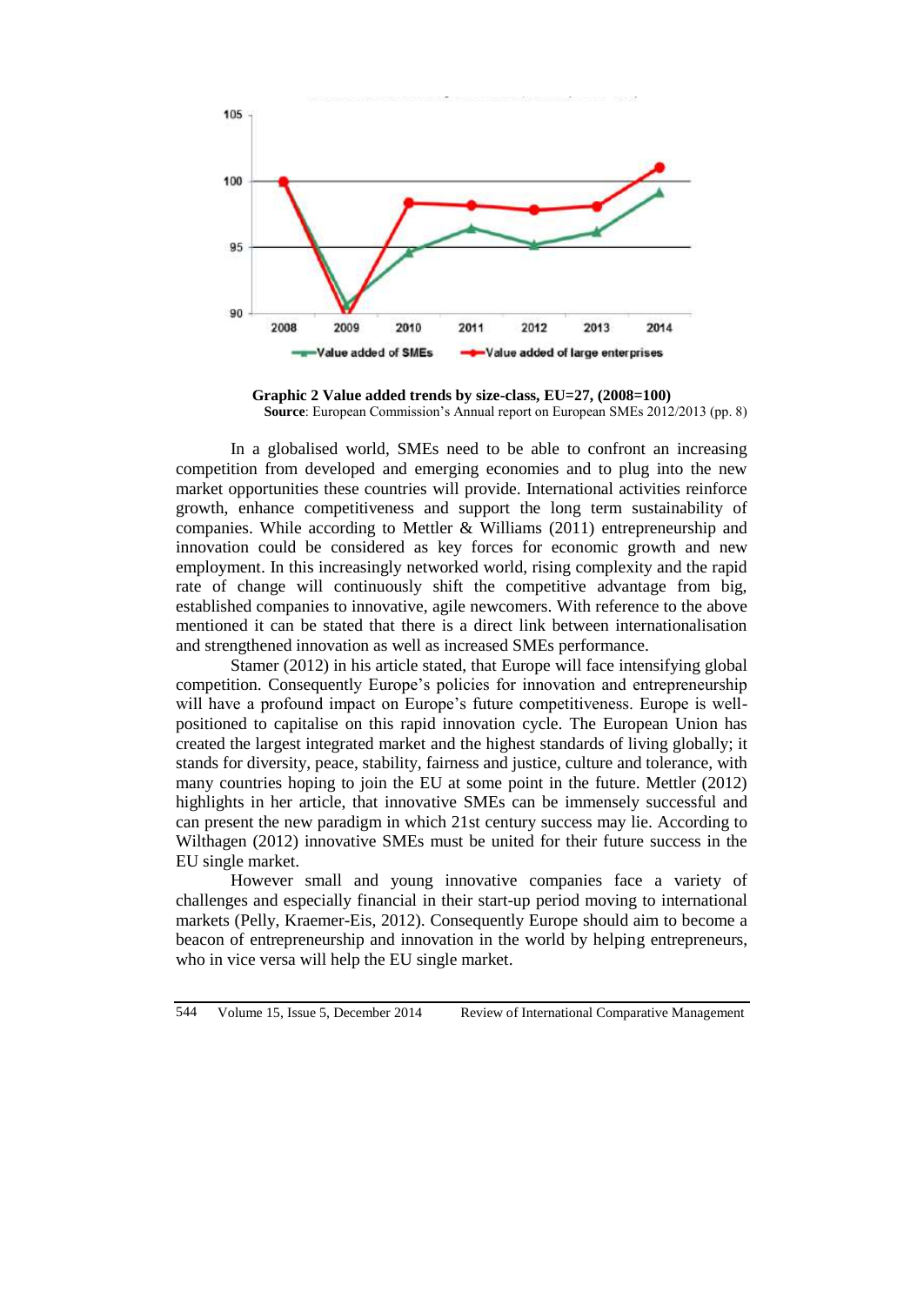**Graphic 2 Value added trends by size-class, EU=27, (2008=100)**

**Source**: European Commission's Annual report on European SMEs 2012/2013 (pp. 8)

In a globalised world, SMEs need to be able to confront an increasing competition from developed and emerging economies and to plug into the new market opportunities these countries will provide. International activities reinforce growth, enhance competitiveness and support the long term sustainability of companies. While according to Mettler & Williams (2011) entrepreneurship and innovation could be considered as key forces for economic growth and new employment. In this increasingly networked world, rising complexity and the rapid rate of change will continuously shift the competitive advantage from big, established companies to innovative, agile newcomers. With reference to the above mentioned it can be stated that there is a direct link between internationalisation and strengthened innovation as well as increased SMEs performance.

Stamer (2012) in his article stated, that Europe will face intensifying global competition. Consequently Europe's policies for innovation and entrepreneurship will have a profound impact on Europe's future competitiveness. Europe is well-positioned to capitalise on this rapid innovation cycle. The European Union has created the largest integrated market and the highest standards of living globally; it stands for diversity, peace, stability, fairness and justice, culture and tolerance, with many countries hoping to join the EU at some point in the future. Mettler (2012) highlights in her article, that innovative SMEs can be immensely successful and can present the new paradigm in which 21st century success may lie. According to Wilthagen (2012) innovative SMEs must be united for their future success in the EU single market.

However small and young innovative companies face a variety of challenges and especially financial in their start-up period moving to international markets (Pelly, Kraemer-Eis, 2012). Consequently Europe should aim to become a beacon of entrepreneurship and innovation in the world by helping entrepreneurs, who in vice versa will help the EU single market.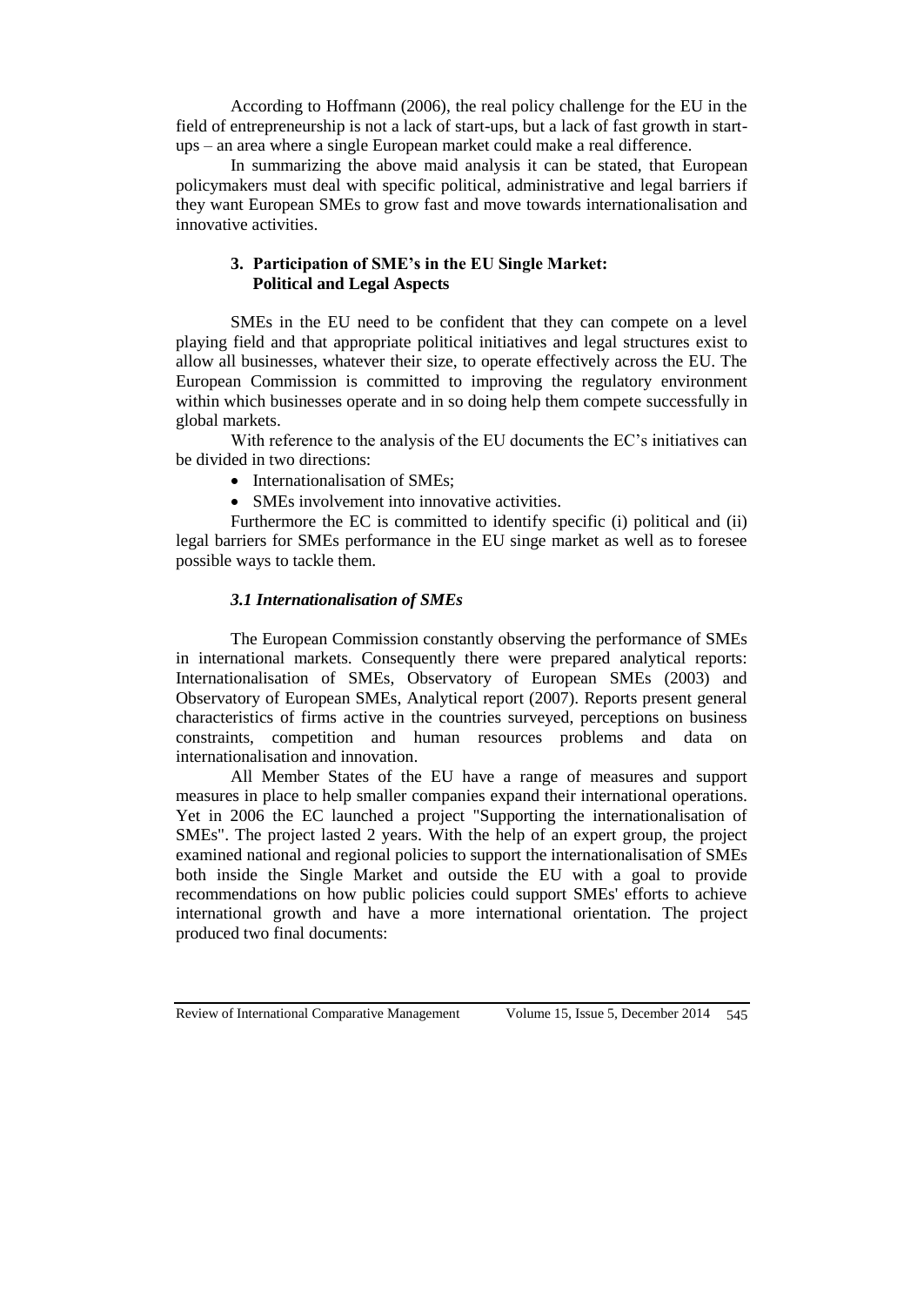According to Hoffmann (2006), the real policy challenge for the EU in the field of entrepreneurship is not a lack of start-ups, but a lack of fast growth in start-ups – an area where a single European market could make a real difference.

In summarizing the above maid analysis it can be stated, that European policymakers must deal with specific political, administrative and legal barriers if they want European SMEs to grow fast and move towards internationalisation and innovative activities.

## 3. Participation of SME's in the EU Single Market: Political and Legal Aspects

SMEs in the EU need to be confident that they can compete on a level playing field and that appropriate political initiatives and legal structures exist to allow all businesses, whatever their size, to operate effectively across the EU. The European Commission is committed to improving the regulatory environment within which businesses operate and in so doing help them compete successfully in global markets.

With reference to the analysis of the EU documents the EC's initiatives can be divided in two directions:

- Internationalisation of SMEs;
- SMEs involvement into innovative activities.

Furthermore the EC is committed to identify specific (i) political and (ii) legal barriers for SMEs performance in the EU singe market as well as to foresee possible ways to tackle them.

### *3.1 Internationalisation of SMEs*

The European Commission constantly observing the performance of SMEs in international markets. Consequently there were prepared analytical reports: Internationalisation of SMEs, Observatory of European SMEs (2003) and Observatory of European SMEs, Analytical report (2007). Reports present general characteristics of firms active in the countries surveyed, perceptions on business constraints, competition and human resources problems and data on internationalisation and innovation.

All Member States of the EU have a range of measures and support measures in place to help smaller companies expand their international operations. Yet in 2006 the EC launched a project "Supporting the internationalisation of SMEs". The project lasted 2 years. With the help of an expert group, the project examined national and regional policies to support the internationalisation of SMEs both inside the Single Market and outside the EU with a goal to provide recommendations on how public policies could support SMEs' efforts to achieve international growth and have a more international orientation. The project produced two final documents: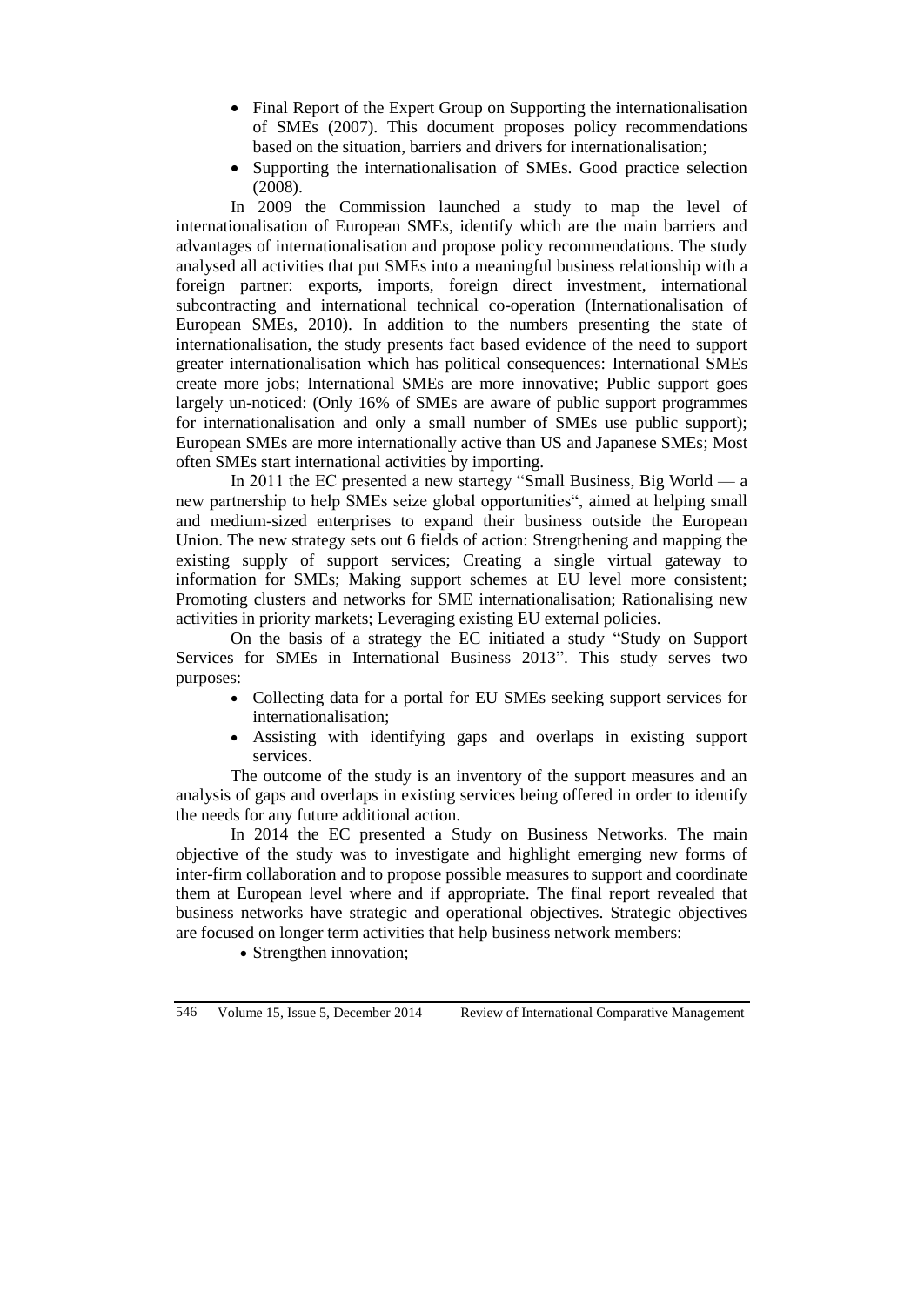- Final Report of the Expert Group on Supporting the internationalisation of SMEs (2007). This document proposes policy recommendations based on the situation, barriers and drivers for internationalisation;
- Supporting the internationalisation of SMEs. Good practice selection (2008).

In 2009 the Commission launched a study to map the level of internationalisation of European SMEs, identify which are the main barriers and advantages of internationalisation and propose policy recommendations. The study analysed all activities that put SMEs into a meaningful business relationship with a foreign partner: exports, imports, foreign direct investment, international subcontracting and international technical co-operation (Internationalisation of European SMEs, 2010). In addition to the numbers presenting the state of internationalisation, the study presents fact based evidence of the need to support greater internationalisation which has political consequences: International SMEs create more jobs; International SMEs are more innovative; Public support goes largely un-noticed: (Only 16% of SMEs are aware of public support programmes for internationalisation and only a small number of SMEs use public support); European SMEs are more internationally active than US and Japanese SMEs; Most often SMEs start international activities by importing.

In 2011 the EC presented a new startegy "Small Business, Big World — a new partnership to help SMEs seize global opportunities", aimed at helping small and medium-sized enterprises to expand their business outside the European Union. The new strategy sets out 6 fields of action: Strengthening and mapping the existing supply of support services; Creating a single virtual gateway to information for SMEs; Making support schemes at EU level more consistent; Promoting clusters and networks for SME internationalisation; Rationalising new activities in priority markets; Leveraging existing EU external policies.

On the basis of a strategy the EC initiated a study "Study on Support Services for SMEs in International Business 2013". This study serves two purposes:

- Collecting data for a portal for EU SMEs seeking support services for internationalisation;
- Assisting with identifying gaps and overlaps in existing support services.

The outcome of the study is an inventory of the support measures and an analysis of gaps and overlaps in existing services being offered in order to identify the needs for any future additional action.

In 2014 the EC presented a Study on Business Networks. The main objective of the study was to investigate and highlight emerging new forms of inter-firm collaboration and to propose possible measures to support and coordinate them at European level where and if appropriate. The final report revealed that business networks have strategic and operational objectives. Strategic objectives are focused on longer term activities that help business network members:

- Strengthen innovation;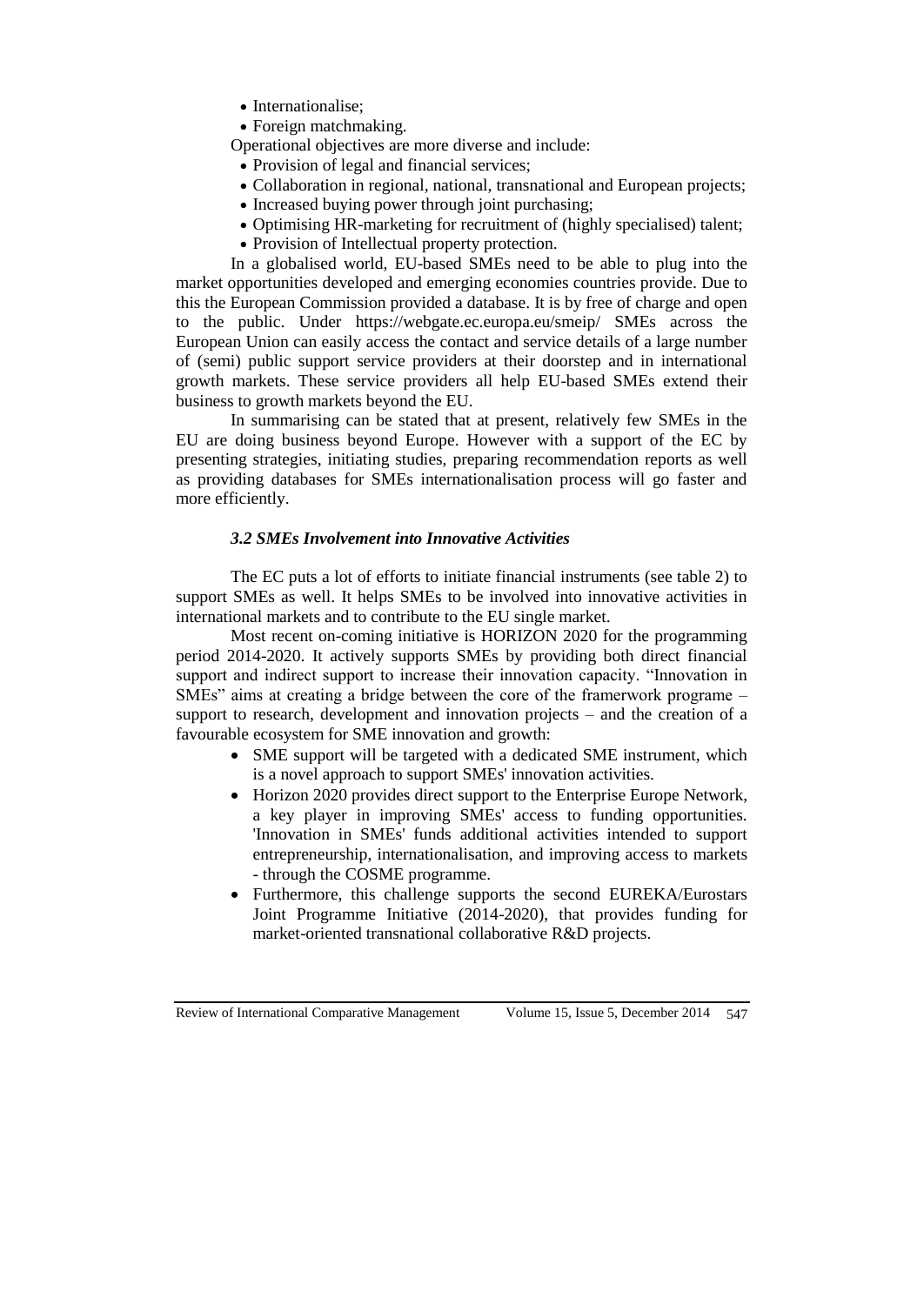- Internationalise;
- Foreign matchmaking.

Operational objectives are more diverse and include:

- Provision of legal and financial services;
- Collaboration in regional, national, transnational and European projects;
- Increased buying power through joint purchasing;
- Optimising HR-marketing for recruitment of (highly specialised) talent;
- Provision of Intellectual property protection.

In a globalised world, EU-based SMEs need to be able to plug into the market opportunities developed and emerging economies countries provide. Due to this the European Commission provided a database. It is by free of charge and open to the public. Under https://webgate.ec.europa.eu/smeip/ SMEs across the European Union can easily access the contact and service details of a large number of (semi) public support service providers at their doorstep and in international growth markets. These service providers all help EU-based SMEs extend their business to growth markets beyond the EU.

In summarising can be stated that at present, relatively few SMEs in the EU are doing business beyond Europe. However with a support of the EC by presenting strategies, initiating studies, preparing recommendation reports as well as providing databases for SMEs internationalisation process will go faster and more efficiently.

### *3.2 SMEs Involvement into Innovative Activities*

The EC puts a lot of efforts to initiate financial instruments (see table 2) to support SMEs as well. It helps SMEs to be involved into innovative activities in international markets and to contribute to the EU single market.

Most recent on-coming initiative is HORIZON 2020 for the programming period 2014-2020. It actively supports SMEs by providing both direct financial support and indirect support to increase their innovation capacity. "Innovation in SMEs" aims at creating a bridge between the core of the framerwork programe – support to research, development and innovation projects – and the creation of a favourable ecosystem for SME innovation and growth:

- SME support will be targeted with a dedicated SME instrument, which is a novel approach to support SMEs' innovation activities.
- Horizon 2020 provides direct support to the Enterprise Europe Network, a key player in improving SMEs' access to funding opportunities. 'Innovation in SMEs' funds additional activities intended to support entrepreneurship, internationalisation, and improving access to markets - through the COSME programme.
- Furthermore, this challenge supports the second EUREKA/Eurostars Joint Programme Initiative (2014-2020), that provides funding for market-oriented transnational collaborative R&D projects.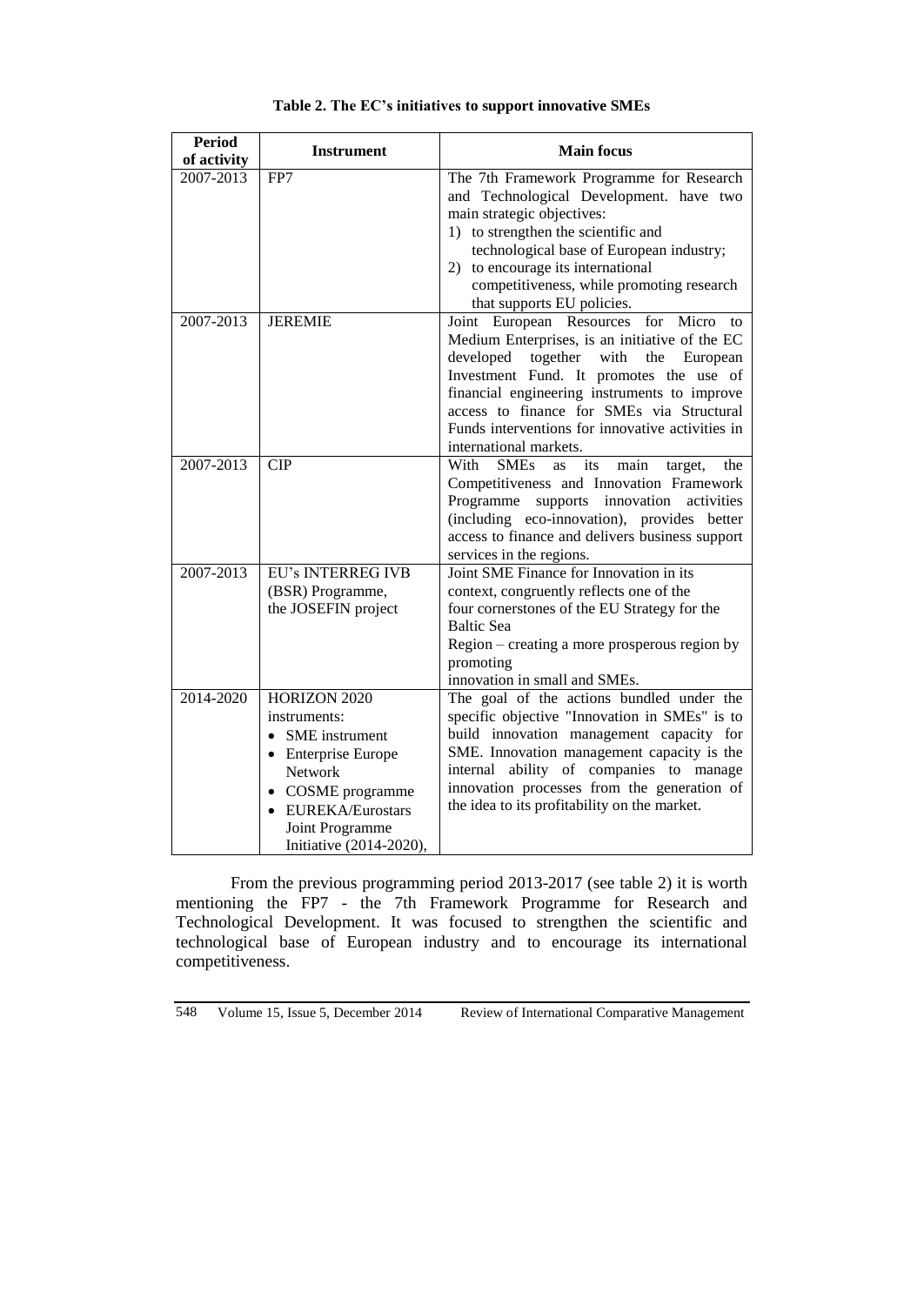**Table 2. The EC's initiatives to support innovative SMEs**

| Period of activity | Instrument | Main focus |
|---|---|---|
| 2007-2013 | FP7 | The 7th Framework Programme for Research and Technological Development. have two main strategic objectives: 1) to strengthen the scientific and technological base of European industry; 2) to encourage its international competitiveness, while promoting research that supports EU policies. |
| 2007-2013 | JEREMIE | Joint European Resources for Micro to Medium Enterprises, is an initiative of the EC developed together with the European Investment Fund. It promotes the use of financial engineering instruments to improve access to finance for SMEs via Structural Funds interventions for innovative activities in international markets. |
| 2007-2013 | CIP | With SMEs as its main target, the Competitiveness and Innovation Framework Programme supports innovation activities (including eco-innovation), provides better access to finance and delivers business support services in the regions. |
| 2007-2013 | EU's INTERREG IVB (BSR) Programme, the JOSEFIN project | Joint SME Finance for Innovation in its context, congruently reflects one of the four cornerstones of the EU Strategy for the Baltic Sea Region – creating a more prosperous region by promoting innovation in small and SMEs. |
| 2014-2020 | HORIZON 2020 instruments: • SME instrument • Enterprise Europe Network • COSME programme • EUREKA/Eurostars Joint Programme Initiative (2014-2020), | The goal of the actions bundled under the specific objective "Innovation in SMEs" is to build innovation management capacity for SME. Innovation management capacity is the internal ability of companies to manage innovation processes from the generation of the idea to its profitability on the market. |

From the previous programming period 2013-2017 (see table 2) it is worth mentioning the FP7 - the 7th Framework Programme for Research and Technological Development. It was focused to strengthen the scientific and technological base of European industry and to encourage its international competitiveness.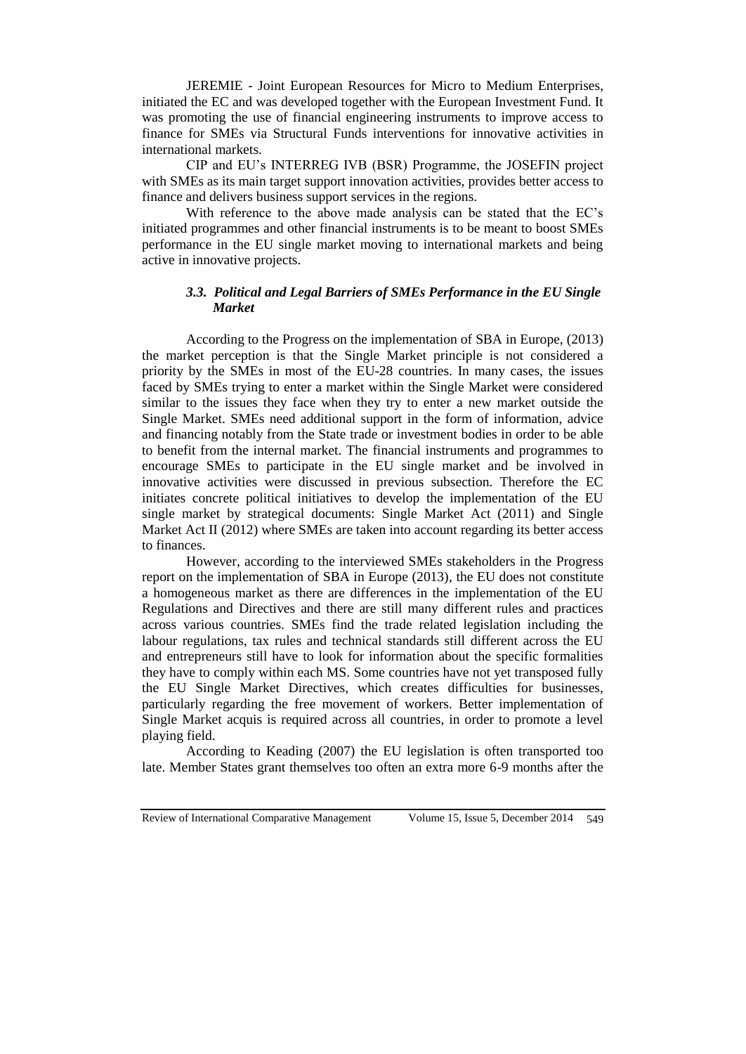JEREMIE - Joint European Resources for Micro to Medium Enterprises, initiated the EC and was developed together with the European Investment Fund. It was promoting the use of financial engineering instruments to improve access to finance for SMEs via Structural Funds interventions for innovative activities in international markets.

CIP and EU's INTERREG IVB (BSR) Programme, the JOSEFIN project with SMEs as its main target support innovation activities, provides better access to finance and delivers business support services in the regions.

With reference to the above made analysis can be stated that the EC's initiated programmes and other financial instruments is to be meant to boost SMEs performance in the EU single market moving to international markets and being active in innovative projects.

### *3.3. Political and Legal Barriers of SMEs Performance in the EU Single Market*

According to the Progress on the implementation of SBA in Europe, (2013) the market perception is that the Single Market principle is not considered a priority by the SMEs in most of the EU-28 countries. In many cases, the issues faced by SMEs trying to enter a market within the Single Market were considered similar to the issues they face when they try to enter a new market outside the Single Market. SMEs need additional support in the form of information, advice and financing notably from the State trade or investment bodies in order to be able to benefit from the internal market. The financial instruments and programmes to encourage SMEs to participate in the EU single market and be involved in innovative activities were discussed in previous subsection. Therefore the EC initiates concrete political initiatives to develop the implementation of the EU single market by strategical documents: Single Market Act (2011) and Single Market Act II (2012) where SMEs are taken into account regarding its better access to finances.

However, according to the interviewed SMEs stakeholders in the Progress report on the implementation of SBA in Europe (2013), the EU does not constitute a homogeneous market as there are differences in the implementation of the EU Regulations and Directives and there are still many different rules and practices across various countries. SMEs find the trade related legislation including the labour regulations, tax rules and technical standards still different across the EU and entrepreneurs still have to look for information about the specific formalities they have to comply within each MS. Some countries have not yet transposed fully the EU Single Market Directives, which creates difficulties for businesses, particularly regarding the free movement of workers. Better implementation of Single Market acquis is required across all countries, in order to promote a level playing field.

According to Keading (2007) the EU legislation is often transported too late. Member States grant themselves too often an extra more 6-9 months after the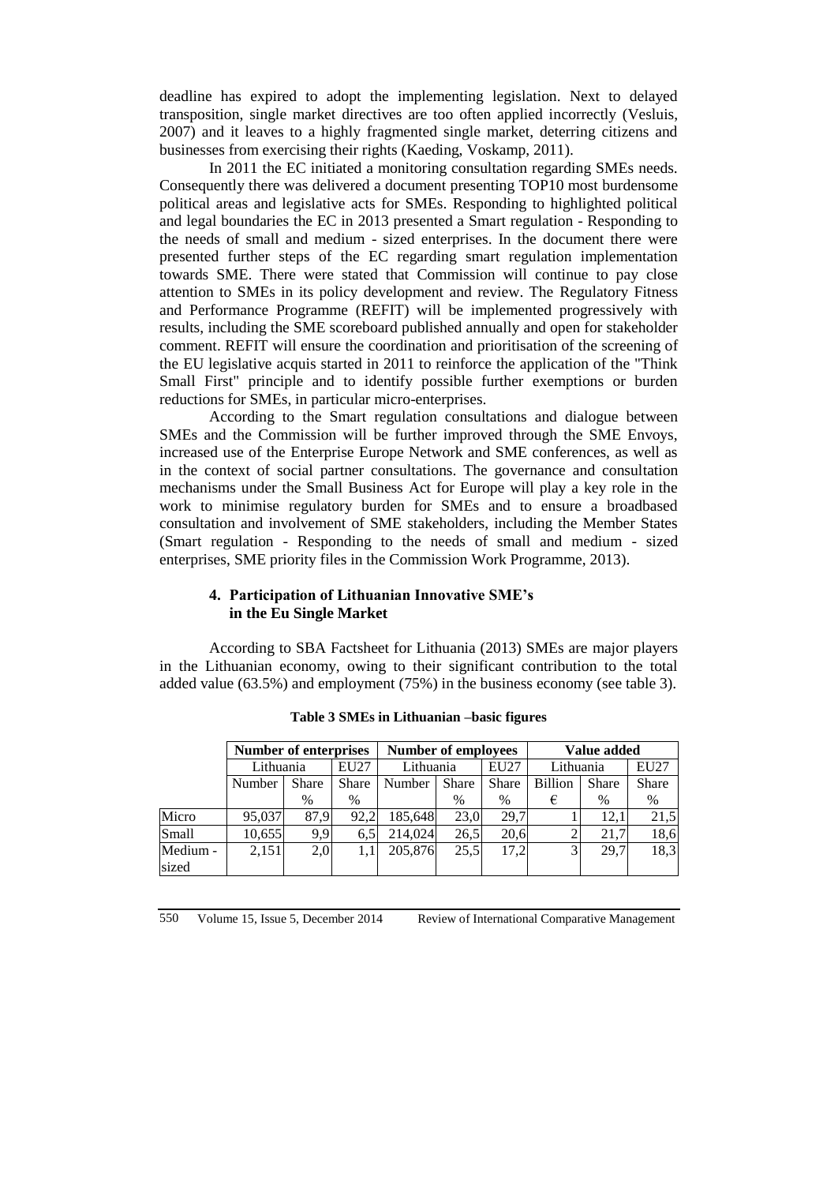deadline has expired to adopt the implementing legislation. Next to delayed transposition, single market directives are too often applied incorrectly (Vesluis, 2007) and it leaves to a highly fragmented single market, deterring citizens and businesses from exercising their rights (Kaeding, Voskamp, 2011).

In 2011 the EC initiated a monitoring consultation regarding SMEs needs. Consequently there was delivered a document presenting TOP10 most burdensome political areas and legislative acts for SMEs. Responding to highlighted political and legal boundaries the EC in 2013 presented a Smart regulation - Responding to the needs of small and medium - sized enterprises. In the document there were presented further steps of the EC regarding smart regulation implementation towards SME. There were stated that Commission will continue to pay close attention to SMEs in its policy development and review. The Regulatory Fitness and Performance Programme (REFIT) will be implemented progressively with results, including the SME scoreboard published annually and open for stakeholder comment. REFIT will ensure the coordination and prioritisation of the screening of the EU legislative acquis started in 2011 to reinforce the application of the "Think Small First" principle and to identify possible further exemptions or burden reductions for SMEs, in particular micro-enterprises.

According to the Smart regulation consultations and dialogue between SMEs and the Commission will be further improved through the SME Envoys, increased use of the Enterprise Europe Network and SME conferences, as well as in the context of social partner consultations. The governance and consultation mechanisms under the Small Business Act for Europe will play a key role in the work to minimise regulatory burden for SMEs and to ensure a broadbased consultation and involvement of SME stakeholders, including the Member States (Smart regulation - Responding to the needs of small and medium - sized enterprises, SME priority files in the Commission Work Programme, 2013).

## 4. Participation of Lithuanian Innovative SME's in the Eu Single Market

According to SBA Factsheet for Lithuania (2013) SMEs are major players in the Lithuanian economy, owing to their significant contribution to the total added value (63.5%) and employment (75%) in the business economy (see table 3).

**Table 3 SMEs in Lithuanian –basic figures**

| | Number of enterprises | | | Number of employees | | | Value added | | |
|---|---|---|---|---|---|---|---|---|---|
| | Lithuania | | EU27 | Lithuania | | EU27 | Lithuania | | EU27 |
| | Number | Share % | Share % | Number | Share % | Share % | Billion € | Share % | Share % |
| Micro | 95,037 | 87,9 | 92,2 | 185,648 | 23,0 | 29,7 | 1 | 12,1 | 21,5 |
| Small | 10,655 | 9,9 | 6,5 | 214,024 | 26,5 | 20,6 | 2 | 21,7 | 18,6 |
| Medium - sized | 2,151 | 2,0 | 1,1 | 205,876 | 25,5 | 17,2 | 3 | 29,7 | 18,3 |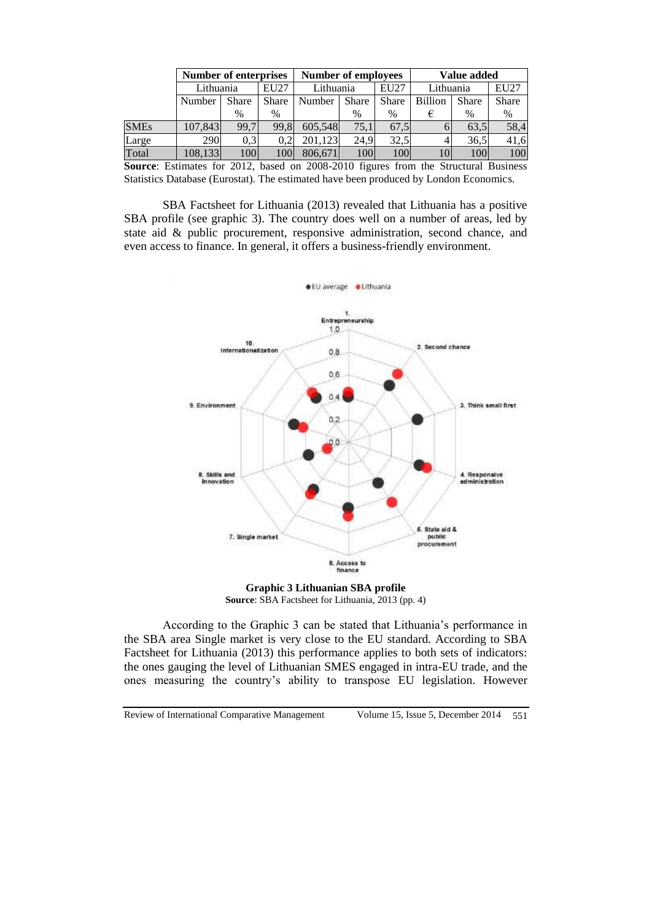| | Number of enterprises | | | Number of employees | | | Value added | | |
|---|---|---|---|---|---|---|---|---|---|
| | Lithuania | | EU27 | Lithuania | | EU27 | Lithuania | | EU27 |
| | Number | Share % | Share % | Number | Share % | Share % | Billion € | Share % | Share % |
| SMEs | 107,843 | 99,7 | 99,8 | 605,548 | 75,1 | 67,5 | 6 | 63,5 | 58,4 |
| Large | 290 | 0,3 | 0,2 | 201,123 | 24,9 | 32,5 | 4 | 36,5 | 41,6 |
| Total | 108,133 | 100 | 100 | 806,671 | 100 | 100 | 10 | 100 | 100 |

**Source**: Estimates for 2012, based on 2008-2010 figures from the Structural Business Statistics Database (Eurostat). The estimated have been produced by London Economics.

SBA Factsheet for Lithuania (2013) revealed that Lithuania has a positive SBA profile (see graphic 3). The country does well on a number of areas, led by state aid & public procurement, responsive administration, second chance, and even access to finance. In general, it offers a business-friendly environment.

**Graphic 3 Lithuanian SBA profile**
**Source**: SBA Factsheet for Lithuania, 2013 (pp. 4)

According to the Graphic 3 can be stated that Lithuania's performance in the SBA area Single market is very close to the EU standard. According to SBA Factsheet for Lithuania (2013) this performance applies to both sets of indicators: the ones gauging the level of Lithuanian SMES engaged in intra-EU trade, and the ones measuring the country's ability to transpose EU legislation. However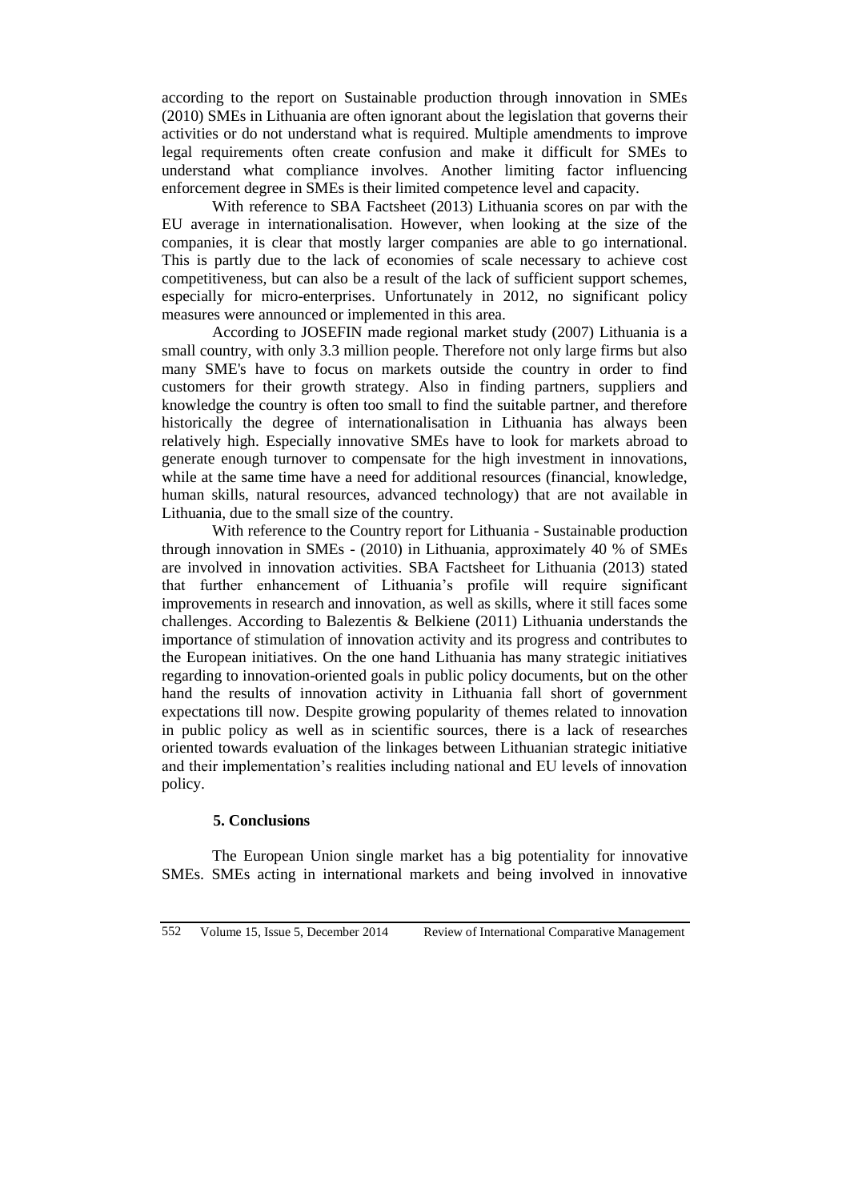according to the report on Sustainable production through innovation in SMEs (2010) SMEs in Lithuania are often ignorant about the legislation that governs their activities or do not understand what is required. Multiple amendments to improve legal requirements often create confusion and make it difficult for SMEs to understand what compliance involves. Another limiting factor influencing enforcement degree in SMEs is their limited competence level and capacity.

With reference to SBA Factsheet (2013) Lithuania scores on par with the EU average in internationalisation. However, when looking at the size of the companies, it is clear that mostly larger companies are able to go international. This is partly due to the lack of economies of scale necessary to achieve cost competitiveness, but can also be a result of the lack of sufficient support schemes, especially for micro-enterprises. Unfortunately in 2012, no significant policy measures were announced or implemented in this area.

According to JOSEFIN made regional market study (2007) Lithuania is a small country, with only 3.3 million people. Therefore not only large firms but also many SME's have to focus on markets outside the country in order to find customers for their growth strategy. Also in finding partners, suppliers and knowledge the country is often too small to find the suitable partner, and therefore historically the degree of internationalisation in Lithuania has always been relatively high. Especially innovative SMEs have to look for markets abroad to generate enough turnover to compensate for the high investment in innovations, while at the same time have a need for additional resources (financial, knowledge, human skills, natural resources, advanced technology) that are not available in Lithuania, due to the small size of the country.

With reference to the Country report for Lithuania - Sustainable production through innovation in SMEs - (2010) in Lithuania, approximately 40 % of SMEs are involved in innovation activities. SBA Factsheet for Lithuania (2013) stated that further enhancement of Lithuania's profile will require significant improvements in research and innovation, as well as skills, where it still faces some challenges. According to Balezentis & Belkiene (2011) Lithuania understands the importance of stimulation of innovation activity and its progress and contributes to the European initiatives. On the one hand Lithuania has many strategic initiatives regarding to innovation-oriented goals in public policy documents, but on the other hand the results of innovation activity in Lithuania fall short of government expectations till now. Despite growing popularity of themes related to innovation in public policy as well as in scientific sources, there is a lack of researches oriented towards evaluation of the linkages between Lithuanian strategic initiative and their implementation's realities including national and EU levels of innovation policy.

## 5. Conclusions

The European Union single market has a big potentiality for innovative SMEs. SMEs acting in international markets and being involved in innovative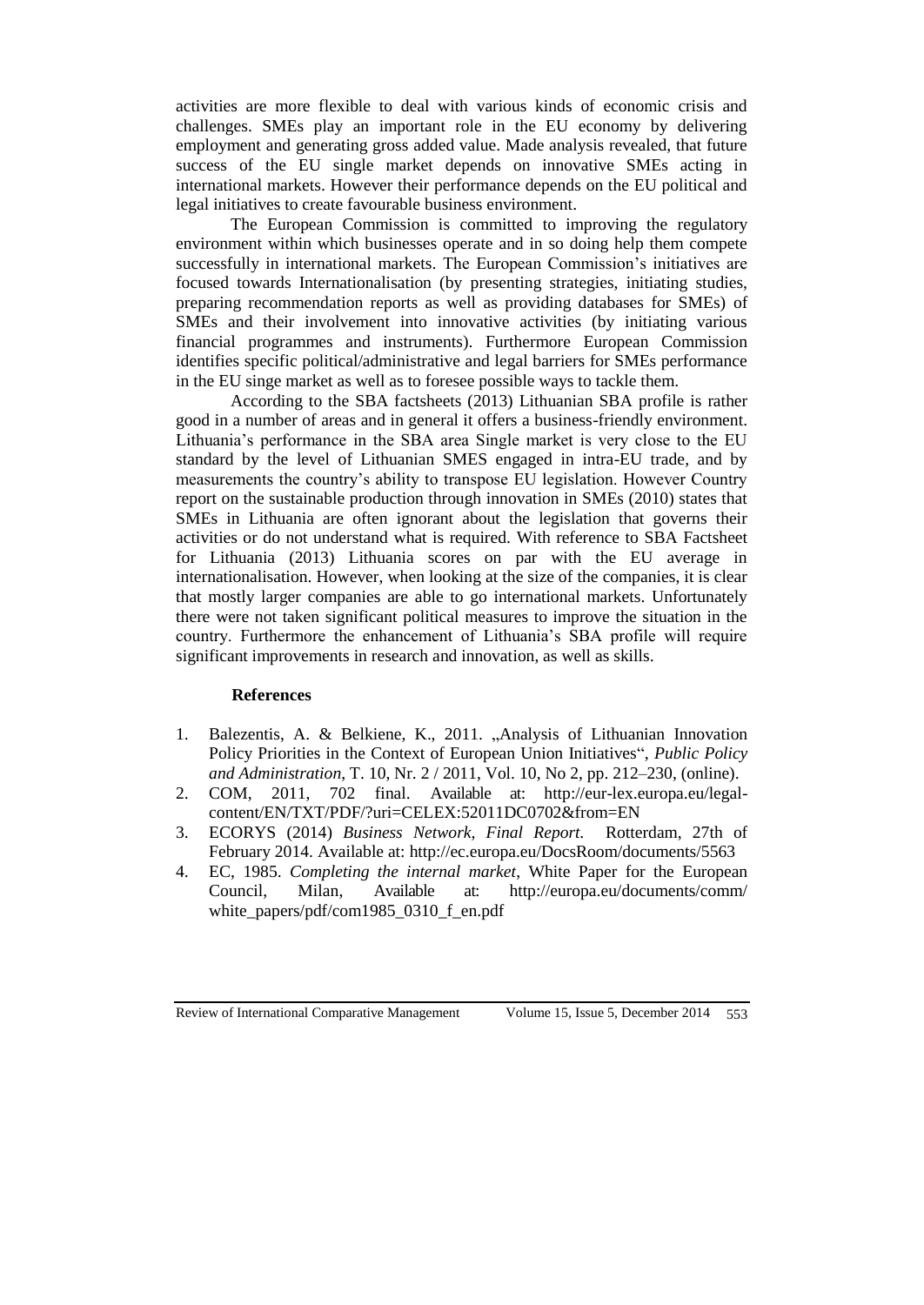activities are more flexible to deal with various kinds of economic crisis and challenges. SMEs play an important role in the EU economy by delivering employment and generating gross added value. Made analysis revealed, that future success of the EU single market depends on innovative SMEs acting in international markets. However their performance depends on the EU political and legal initiatives to create favourable business environment.

The European Commission is committed to improving the regulatory environment within which businesses operate and in so doing help them compete successfully in international markets. The European Commission's initiatives are focused towards Internationalisation (by presenting strategies, initiating studies, preparing recommendation reports as well as providing databases for SMEs) of SMEs and their involvement into innovative activities (by initiating various financial programmes and instruments). Furthermore European Commission identifies specific political/administrative and legal barriers for SMEs performance in the EU singe market as well as to foresee possible ways to tackle them.

According to the SBA factsheets (2013) Lithuanian SBA profile is rather good in a number of areas and in general it offers a business-friendly environment. Lithuania's performance in the SBA area Single market is very close to the EU standard by the level of Lithuanian SMES engaged in intra-EU trade, and by measurements the country's ability to transpose EU legislation. However Country report on the sustainable production through innovation in SMEs (2010) states that SMEs in Lithuania are often ignorant about the legislation that governs their activities or do not understand what is required. With reference to SBA Factsheet for Lithuania (2013) Lithuania scores on par with the EU average in internationalisation. However, when looking at the size of the companies, it is clear that mostly larger companies are able to go international markets. Unfortunately there were not taken significant political measures to improve the situation in the country. Furthermore the enhancement of Lithuania's SBA profile will require significant improvements in research and innovation, as well as skills.

## References

1. Balezentis, A. & Belkiene, K., 2011. „Analysis of Lithuanian Innovation Policy Priorities in the Context of European Union Initiatives", *Public Policy and Administration*, T. 10, Nr. 2 / 2011, Vol. 10, No 2, pp. 212–230, (online).
2. COM, 2011, 702 final. Available at: http://eur-lex.europa.eu/legal-content/EN/TXT/PDF/?uri=CELEX:52011DC0702&from=EN
3. ECORYS (2014) *Business Network, Final Report*. Rotterdam, 27th of February 2014. Available at: http://ec.europa.eu/DocsRoom/documents/5563
4. EC, 1985. *Completing the internal market*, White Paper for the European Council, Milan, Available at: http://europa.eu/documents/comm/white_papers/pdf/com1985_0310_f_en.pdf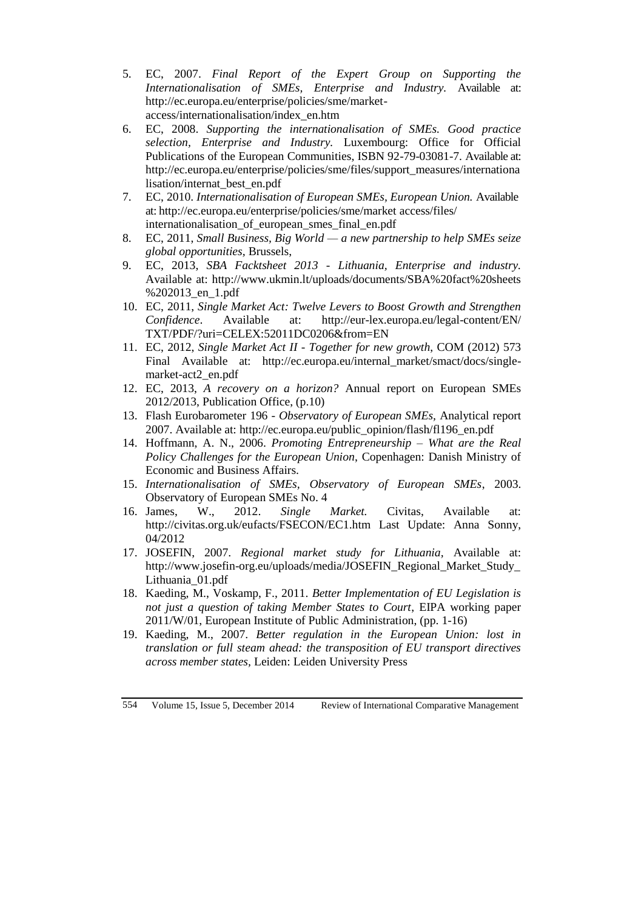5. EC, 2007. *Final Report of the Expert Group on Supporting the Internationalisation of SMEs, Enterprise and Industry.* Available at: http://ec.europa.eu/enterprise/policies/sme/market-access/internationalisation/index_en.htm
6. EC, 2008. *Supporting the internationalisation of SMEs. Good practice selection, Enterprise and Industry.* Luxembourg: Office for Official Publications of the European Communities, ISBN 92-79-03081-7. Available at: http://ec.europa.eu/enterprise/policies/sme/files/support_measures/internationalisation/internat_best_en.pdf
7. EC, 2010. *Internationalisation of European SMEs, European Union.* Available at: http://ec.europa.eu/enterprise/policies/sme/market access/files/ internationalisation_of_european_smes_final_en.pdf
8. EC, 2011, *Small Business, Big World — a new partnership to help SMEs seize global opportunities*, Brussels,
9. EC, 2013, *SBA Facktsheet 2013 - Lithuania, Enterprise and industry.* Available at: http://www.ukmin.lt/uploads/documents/SBA%20fact%20sheets%202013_en_1.pdf
10. EC, 2011, *Single Market Act: Twelve Levers to Boost Growth and Strengthen Confidence*. Available at: http://eur-lex.europa.eu/legal-content/EN/TXT/PDF/?uri=CELEX:52011DC0206&from=EN
11. EC, 2012, *Single Market Act II - Together for new growth*, COM (2012) 573 Final Available at: http://ec.europa.eu/internal_market/smact/docs/single-market-act2_en.pdf
12. EC, 2013, *A recovery on a horizon?* Annual report on European SMEs 2012/2013, Publication Office, (p.10)
13. Flash Eurobarometer 196 - *Observatory of European SMEs*, Analytical report 2007. Available at: http://ec.europa.eu/public_opinion/flash/fl196_en.pdf
14. Hoffmann, A. N., 2006. *Promoting Entrepreneurship – What are the Real Policy Challenges for the European Union*, Copenhagen: Danish Ministry of Economic and Business Affairs.
15. *Internationalisation of SMEs, Observatory of European SMEs*, 2003. Observatory of European SMEs No. 4
16. James, W., 2012. *Single Market.* Civitas, Available at: http://civitas.org.uk/eufacts/FSECON/EC1.htm Last Update: Anna Sonny, 04/2012
17. JOSEFIN, 2007. *Regional market study for Lithuania*, Available at: http://www.josefin-org.eu/uploads/media/JOSEFIN_Regional_Market_Study_Lithuania_01.pdf
18. Kaeding, M., Voskamp, F., 2011. *Better Implementation of EU Legislation is not just a question of taking Member States to Court,* EIPA working paper 2011/W/01, European Institute of Public Administration, (pp. 1-16)
19. Kaeding, M., 2007. *Better regulation in the European Union: lost in translation or full steam ahead: the transposition of EU transport directives across member states,* Leiden: Leiden University Press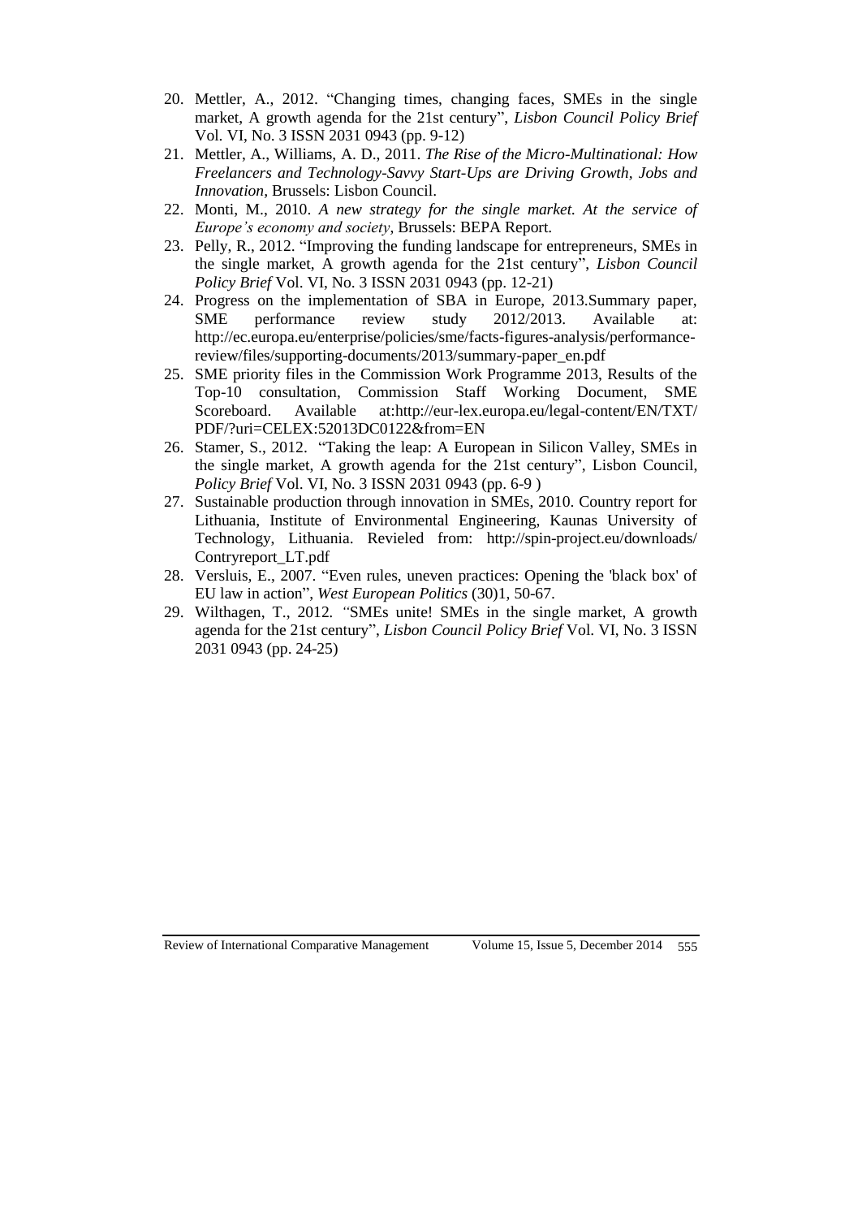20. Mettler, A., 2012. "Changing times, changing faces, SMEs in the single market, A growth agenda for the 21st century", *Lisbon Council Policy Brief* Vol. VI, No. 3 ISSN 2031 0943 (pp. 9-12)
21. Mettler, A., Williams, A. D., 2011. *The Rise of the Micro-Multinational: How Freelancers and Technology-Savvy Start-Ups are Driving Growth, Jobs and Innovation*, Brussels: Lisbon Council.
22. Monti, M., 2010. *A new strategy for the single market. At the service of Europe's economy and society*, Brussels: BEPA Report.
23. Pelly, R., 2012. "Improving the funding landscape for entrepreneurs, SMEs in the single market, A growth agenda for the 21st century", *Lisbon Council Policy Brief* Vol. VI, No. 3 ISSN 2031 0943 (pp. 12-21)
24. Progress on the implementation of SBA in Europe, 2013.Summary paper, SME performance review study 2012/2013. Available at: http://ec.europa.eu/enterprise/policies/sme/facts-figures-analysis/performance-review/files/supporting-documents/2013/summary-paper_en.pdf
25. SME priority files in the Commission Work Programme 2013, Results of the Top-10 consultation, Commission Staff Working Document, SME Scoreboard. Available at:http://eur-lex.europa.eu/legal-content/EN/TXT/PDF/?uri=CELEX:52013DC0122&from=EN
26. Stamer, S., 2012. "Taking the leap: A European in Silicon Valley, SMEs in the single market, A growth agenda for the 21st century", Lisbon Council, *Policy Brief* Vol. VI, No. 3 ISSN 2031 0943 (pp. 6-9 )
27. Sustainable production through innovation in SMEs, 2010. Country report for Lithuania, Institute of Environmental Engineering, Kaunas University of Technology, Lithuania. Revieled from: http://spin-project.eu/downloads/Contryreport_LT.pdf
28. Versluis, E., 2007. "Even rules, uneven practices: Opening the 'black box' of EU law in action", *West European Politics* (30)1, 50-67.
29. Wilthagen, T., 2012. "SMEs unite! SMEs in the single market, A growth agenda for the 21st century", *Lisbon Council Policy Brief* Vol. VI, No. 3 ISSN 2031 0943 (pp. 24-25)